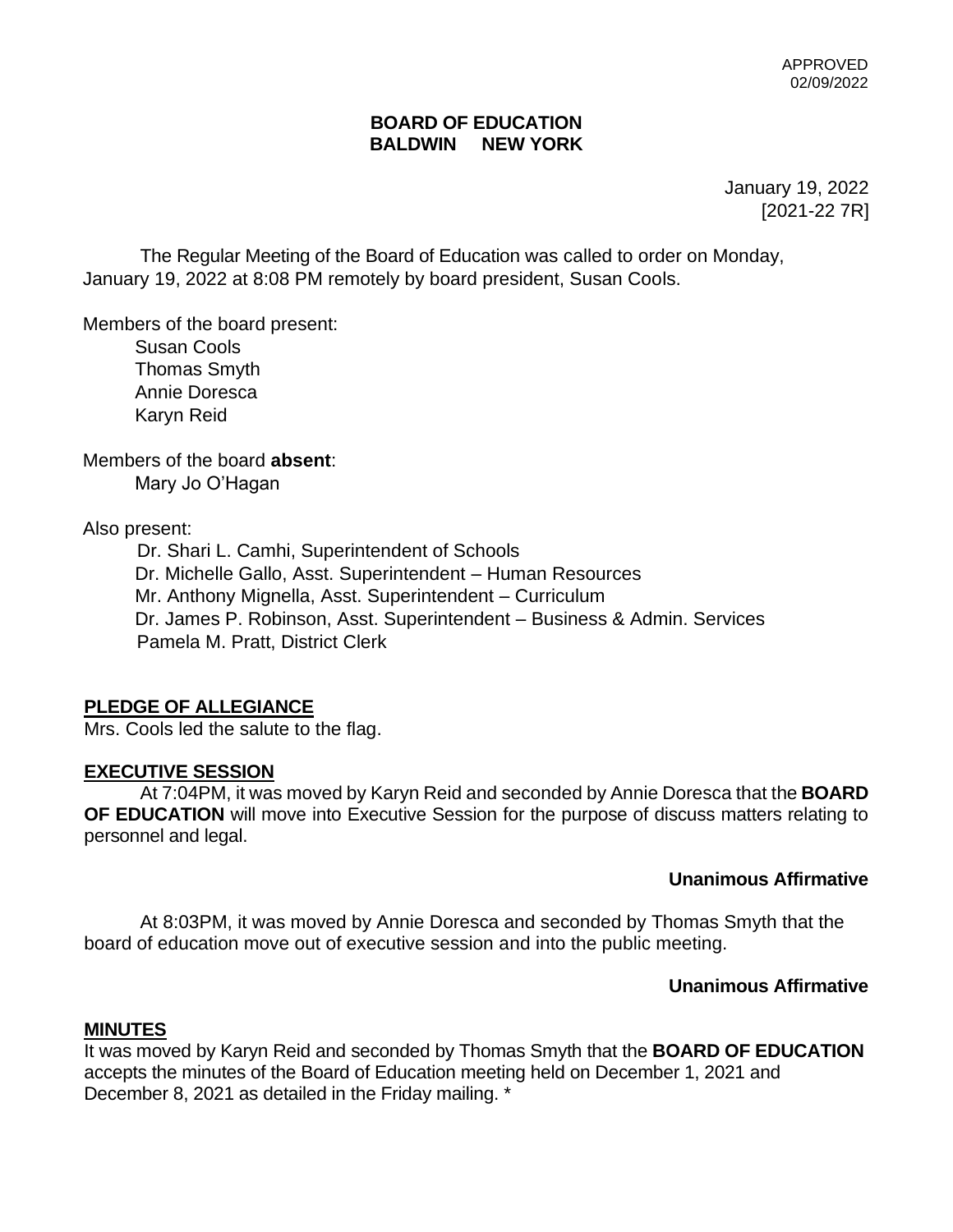APPROVED
02/09/2022

**BOARD OF EDUCATION**
**BALDWIN NEW YORK**

January 19, 2022
[2021-22 7R]

The Regular Meeting of the Board of Education was called to order on Monday, January 19, 2022 at 8:08 PM remotely by board president, Susan Cools.

Members of the board present:
- Susan Cools
- Thomas Smyth
- Annie Doresca
- Karyn Reid

Members of the board **absent**:
- Mary Jo O'Hagan

Also present:
- Dr. Shari L. Camhi, Superintendent of Schools
- Dr. Michelle Gallo, Asst. Superintendent – Human Resources
- Mr. Anthony Mignella, Asst. Superintendent – Curriculum
- Dr. James P. Robinson, Asst. Superintendent – Business & Admin. Services
- Pamela M. Pratt, District Clerk

## PLEDGE OF ALLEGIANCE

Mrs. Cools led the salute to the flag.

## EXECUTIVE SESSION

At 7:04PM, it was moved by Karyn Reid and seconded by Annie Doresca that the **BOARD OF EDUCATION** will move into Executive Session for the purpose of discuss matters relating to personnel and legal.

**Unanimous Affirmative**

At 8:03PM, it was moved by Annie Doresca and seconded by Thomas Smyth that the board of education move out of executive session and into the public meeting.

**Unanimous Affirmative**

## MINUTES

It was moved by Karyn Reid and seconded by Thomas Smyth that the **BOARD OF EDUCATION** accepts the minutes of the Board of Education meeting held on December 1, 2021 and December 8, 2021 as detailed in the Friday mailing. *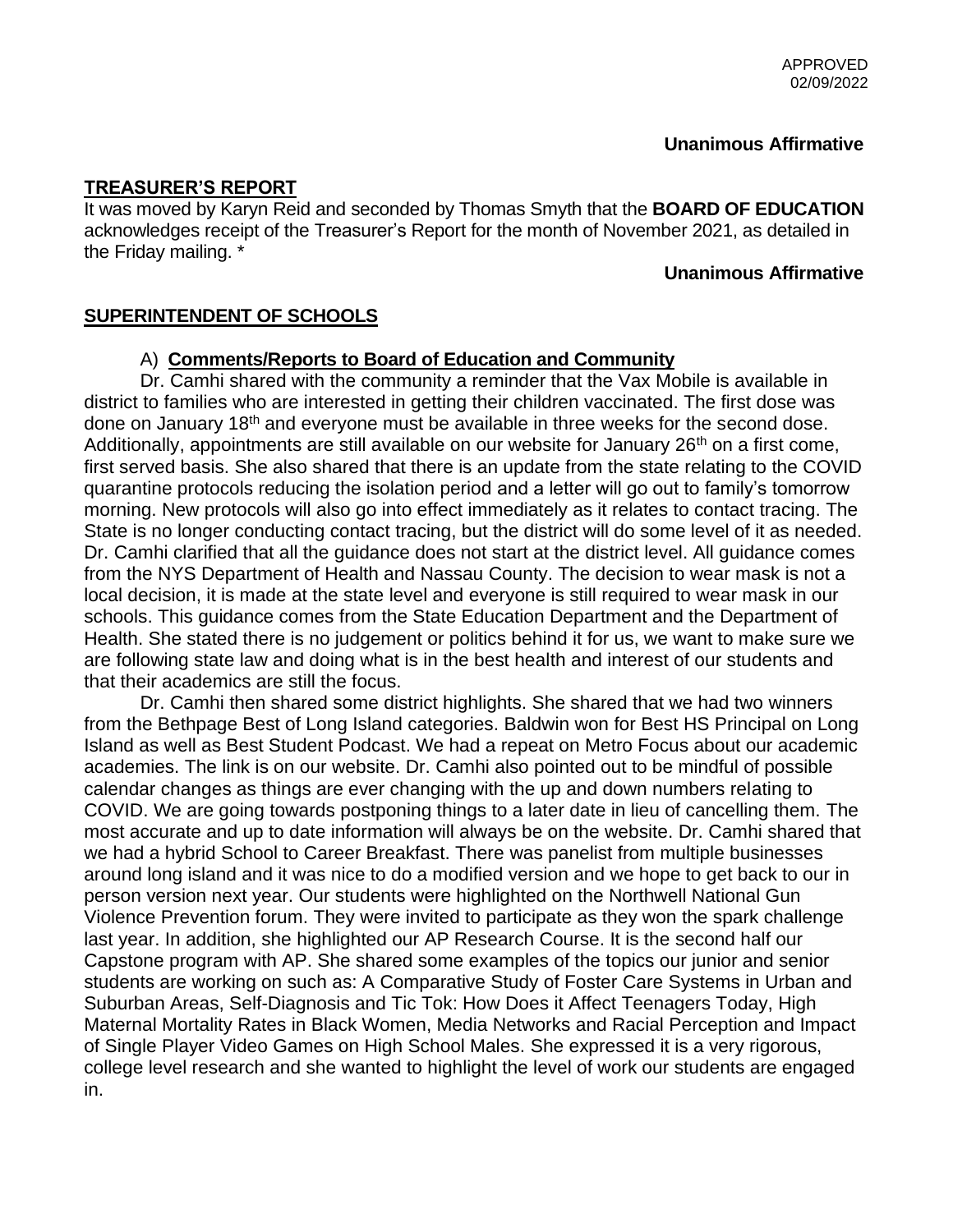APPROVED
02/09/2022

**Unanimous Affirmative**

## TREASURER'S REPORT

It was moved by Karyn Reid and seconded by Thomas Smyth that the **BOARD OF EDUCATION** acknowledges receipt of the Treasurer's Report for the month of November 2021, as detailed in the Friday mailing. *

**Unanimous Affirmative**

## SUPERINTENDENT OF SCHOOLS

### A) Comments/Reports to Board of Education and Community

Dr. Camhi shared with the community a reminder that the Vax Mobile is available in district to families who are interested in getting their children vaccinated. The first dose was done on January 18th and everyone must be available in three weeks for the second dose. Additionally, appointments are still available on our website for January 26th on a first come, first served basis. She also shared that there is an update from the state relating to the COVID quarantine protocols reducing the isolation period and a letter will go out to family's tomorrow morning. New protocols will also go into effect immediately as it relates to contact tracing. The State is no longer conducting contact tracing, but the district will do some level of it as needed. Dr. Camhi clarified that all the guidance does not start at the district level. All guidance comes from the NYS Department of Health and Nassau County. The decision to wear mask is not a local decision, it is made at the state level and everyone is still required to wear mask in our schools. This guidance comes from the State Education Department and the Department of Health. She stated there is no judgement or politics behind it for us, we want to make sure we are following state law and doing what is in the best health and interest of our students and that their academics are still the focus.

Dr. Camhi then shared some district highlights. She shared that we had two winners from the Bethpage Best of Long Island categories. Baldwin won for Best HS Principal on Long Island as well as Best Student Podcast. We had a repeat on Metro Focus about our academic academies. The link is on our website. Dr. Camhi also pointed out to be mindful of possible calendar changes as things are ever changing with the up and down numbers relating to COVID. We are going towards postponing things to a later date in lieu of cancelling them. The most accurate and up to date information will always be on the website. Dr. Camhi shared that we had a hybrid School to Career Breakfast. There was panelist from multiple businesses around long island and it was nice to do a modified version and we hope to get back to our in person version next year. Our students were highlighted on the Northwell National Gun Violence Prevention forum. They were invited to participate as they won the spark challenge last year. In addition, she highlighted our AP Research Course. It is the second half our Capstone program with AP. She shared some examples of the topics our junior and senior students are working on such as: A Comparative Study of Foster Care Systems in Urban and Suburban Areas, Self-Diagnosis and Tic Tok: How Does it Affect Teenagers Today, High Maternal Mortality Rates in Black Women, Media Networks and Racial Perception and Impact of Single Player Video Games on High School Males. She expressed it is a very rigorous, college level research and she wanted to highlight the level of work our students are engaged in.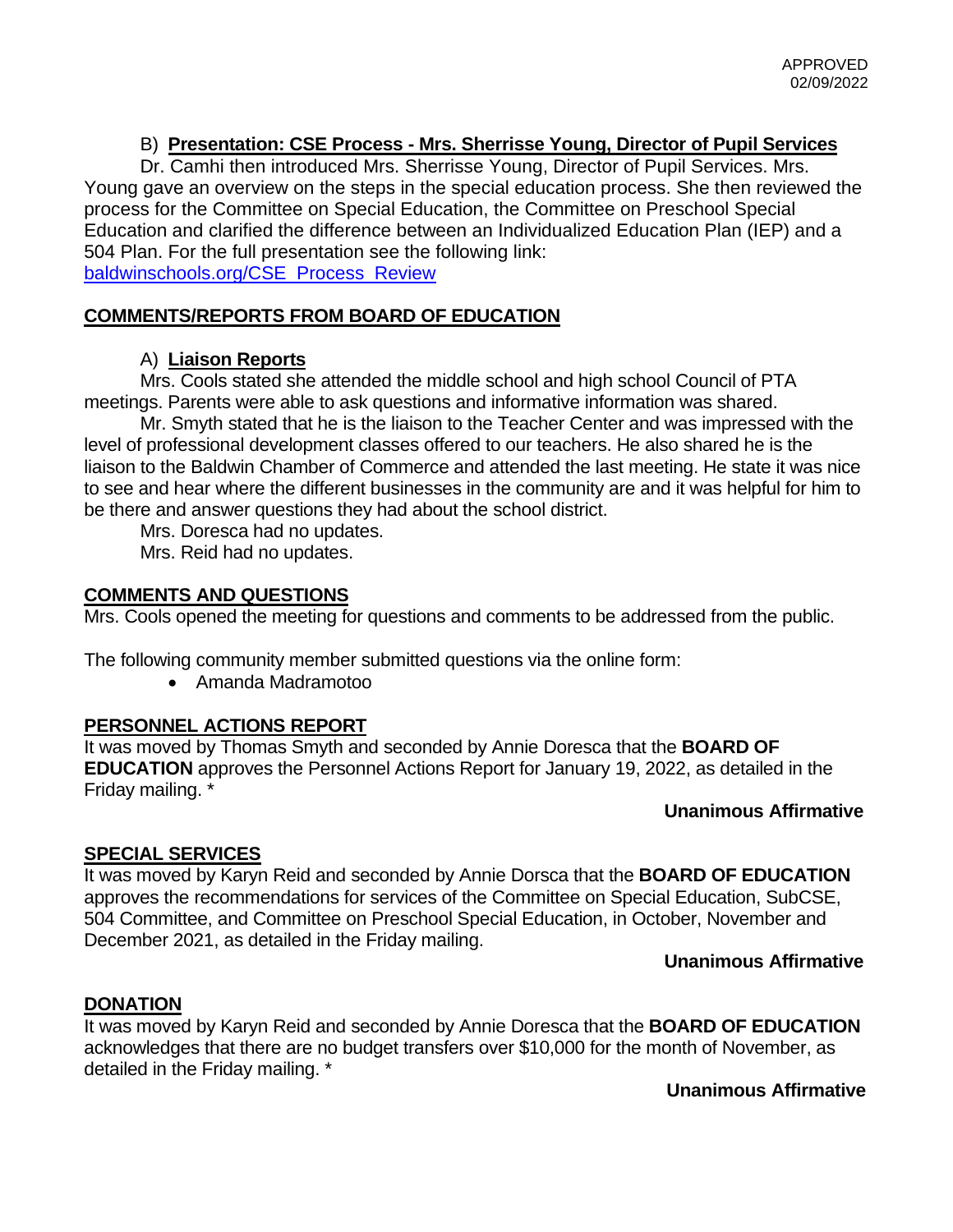APPROVED
02/09/2022

B) **Presentation: CSE Process - Mrs. Sherrisse Young, Director of Pupil Services**

Dr. Camhi then introduced Mrs. Sherrisse Young, Director of Pupil Services. Mrs. Young gave an overview on the steps in the special education process. She then reviewed the process for the Committee on Special Education, the Committee on Preschool Special Education and clarified the difference between an Individualized Education Plan (IEP) and a 504 Plan. For the full presentation see the following link: [baldwinschools.org/CSE_Process_Review](baldwinschools.org/CSE_Process_Review)

## COMMENTS/REPORTS FROM BOARD OF EDUCATION

A) **Liaison Reports**

Mrs. Cools stated she attended the middle school and high school Council of PTA meetings. Parents were able to ask questions and informative information was shared.

Mr. Smyth stated that he is the liaison to the Teacher Center and was impressed with the level of professional development classes offered to our teachers. He also shared he is the liaison to the Baldwin Chamber of Commerce and attended the last meeting. He state it was nice to see and hear where the different businesses in the community are and it was helpful for him to be there and answer questions they had about the school district.

Mrs. Doresca had no updates.

Mrs. Reid had no updates.

## COMMENTS AND QUESTIONS

Mrs. Cools opened the meeting for questions and comments to be addressed from the public.

The following community member submitted questions via the online form:

- Amanda Madramotoo

## PERSONNEL ACTIONS REPORT

It was moved by Thomas Smyth and seconded by Annie Doresca that the **BOARD OF EDUCATION** approves the Personnel Actions Report for January 19, 2022, as detailed in the Friday mailing. *

**Unanimous Affirmative**

## SPECIAL SERVICES

It was moved by Karyn Reid and seconded by Annie Dorsca that the **BOARD OF EDUCATION** approves the recommendations for services of the Committee on Special Education, SubCSE, 504 Committee, and Committee on Preschool Special Education, in October, November and December 2021, as detailed in the Friday mailing.

**Unanimous Affirmative**

## DONATION

It was moved by Karyn Reid and seconded by Annie Doresca that the **BOARD OF EDUCATION** acknowledges that there are no budget transfers over $10,000 for the month of November, as detailed in the Friday mailing. *

**Unanimous Affirmative**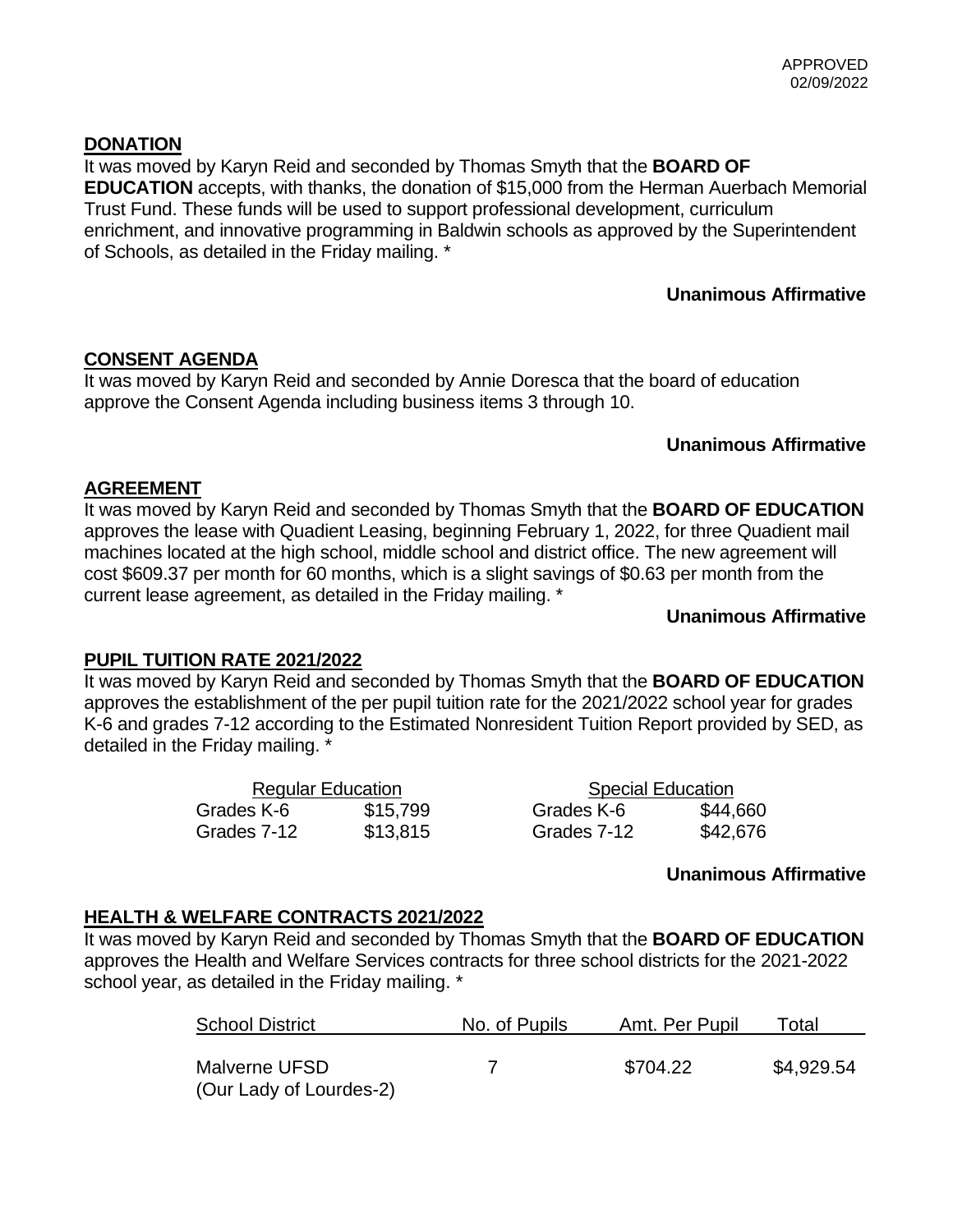APPROVED
02/09/2022

**DONATION**

It was moved by Karyn Reid and seconded by Thomas Smyth that the **BOARD OF EDUCATION** accepts, with thanks, the donation of $15,000 from the Herman Auerbach Memorial Trust Fund. These funds will be used to support professional development, curriculum enrichment, and innovative programming in Baldwin schools as approved by the Superintendent of Schools, as detailed in the Friday mailing. *

**Unanimous Affirmative**

**CONSENT AGENDA**

It was moved by Karyn Reid and seconded by Annie Doresca that the board of education approve the Consent Agenda including business items 3 through 10.

**Unanimous Affirmative**

**AGREEMENT**

It was moved by Karyn Reid and seconded by Thomas Smyth that the **BOARD OF EDUCATION** approves the lease with Quadient Leasing, beginning February 1, 2022, for three Quadient mail machines located at the high school, middle school and district office. The new agreement will cost $609.37 per month for 60 months, which is a slight savings of $0.63 per month from the current lease agreement, as detailed in the Friday mailing. *

**Unanimous Affirmative**

**PUPIL TUITION RATE 2021/2022**

It was moved by Karyn Reid and seconded by Thomas Smyth that the **BOARD OF EDUCATION** approves the establishment of the per pupil tuition rate for the 2021/2022 school year for grades K-6 and grades 7-12 according to the Estimated Nonresident Tuition Report provided by SED, as detailed in the Friday mailing. *

| Regular Education | | Special Education | |
|---|---|---|---|
| Grades K-6 | $15,799 | Grades K-6 | $44,660 |
| Grades 7-12 | $13,815 | Grades 7-12 | $42,676 |

**Unanimous Affirmative**

**HEALTH & WELFARE CONTRACTS 2021/2022**

It was moved by Karyn Reid and seconded by Thomas Smyth that the **BOARD OF EDUCATION** approves the Health and Welfare Services contracts for three school districts for the 2021-2022 school year, as detailed in the Friday mailing. *

| School District | No. of Pupils | Amt. Per Pupil | Total |
|---|---|---|---|
| Malverne UFSD (Our Lady of Lourdes-2) | 7 | $704.22 | $4,929.54 |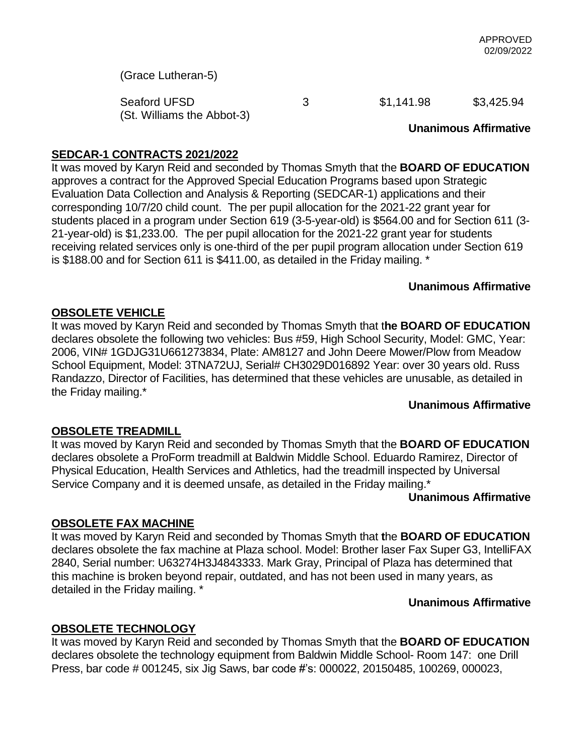(Grace Lutheran-5)

| | | | |
|---|---|---|---|
| Seaford UFSD (St. Williams the Abbot-3) | 3 | $1,141.98 | $3,425.94 |

**Unanimous Affirmative**

**SEDCAR-1 CONTRACTS 2021/2022**

It was moved by Karyn Reid and seconded by Thomas Smyth that the **BOARD OF EDUCATION** approves a contract for the Approved Special Education Programs based upon Strategic Evaluation Data Collection and Analysis & Reporting (SEDCAR-1) applications and their corresponding 10/7/20 child count. The per pupil allocation for the 2021-22 grant year for students placed in a program under Section 619 (3-5-year-old) is $564.00 and for Section 611 (3-21-year-old) is $1,233.00. The per pupil allocation for the 2021-22 grant year for students receiving related services only is one-third of the per pupil program allocation under Section 619 is $188.00 and for Section 611 is $411.00, as detailed in the Friday mailing. *

**Unanimous Affirmative**

**OBSOLETE VEHICLE**

It was moved by Karyn Reid and seconded by Thomas Smyth that t**he BOARD OF EDUCATION** declares obsolete the following two vehicles: Bus #59, High School Security, Model: GMC, Year: 2006, VIN# 1GDJG31U661273834, Plate: AM8127 and John Deere Mower/Plow from Meadow School Equipment, Model: 3TNA72UJ, Serial# CH3029D016892 Year: over 30 years old. Russ Randazzo, Director of Facilities, has determined that these vehicles are unusable, as detailed in the Friday mailing.*

**Unanimous Affirmative**

**OBSOLETE TREADMILL**

It was moved by Karyn Reid and seconded by Thomas Smyth that the **BOARD OF EDUCATION** declares obsolete a ProForm treadmill at Baldwin Middle School. Eduardo Ramirez, Director of Physical Education, Health Services and Athletics, had the treadmill inspected by Universal Service Company and it is deemed unsafe, as detailed in the Friday mailing.*

**Unanimous Affirmative**

**OBSOLETE FAX MACHINE**

It was moved by Karyn Reid and seconded by Thomas Smyth that **t**he **BOARD OF EDUCATION** declares obsolete the fax machine at Plaza school. Model: Brother laser Fax Super G3, IntelliFAX 2840, Serial number: U63274H3J4843333. Mark Gray, Principal of Plaza has determined that this machine is broken beyond repair, outdated, and has not been used in many years, as detailed in the Friday mailing. *

**Unanimous Affirmative**

**OBSOLETE TECHNOLOGY**

It was moved by Karyn Reid and seconded by Thomas Smyth that the **BOARD OF EDUCATION** declares obsolete the technology equipment from Baldwin Middle School- Room 147: one Drill Press, bar code # 001245, six Jig Saws, bar code #'s: 000022, 20150485, 100269, 000023,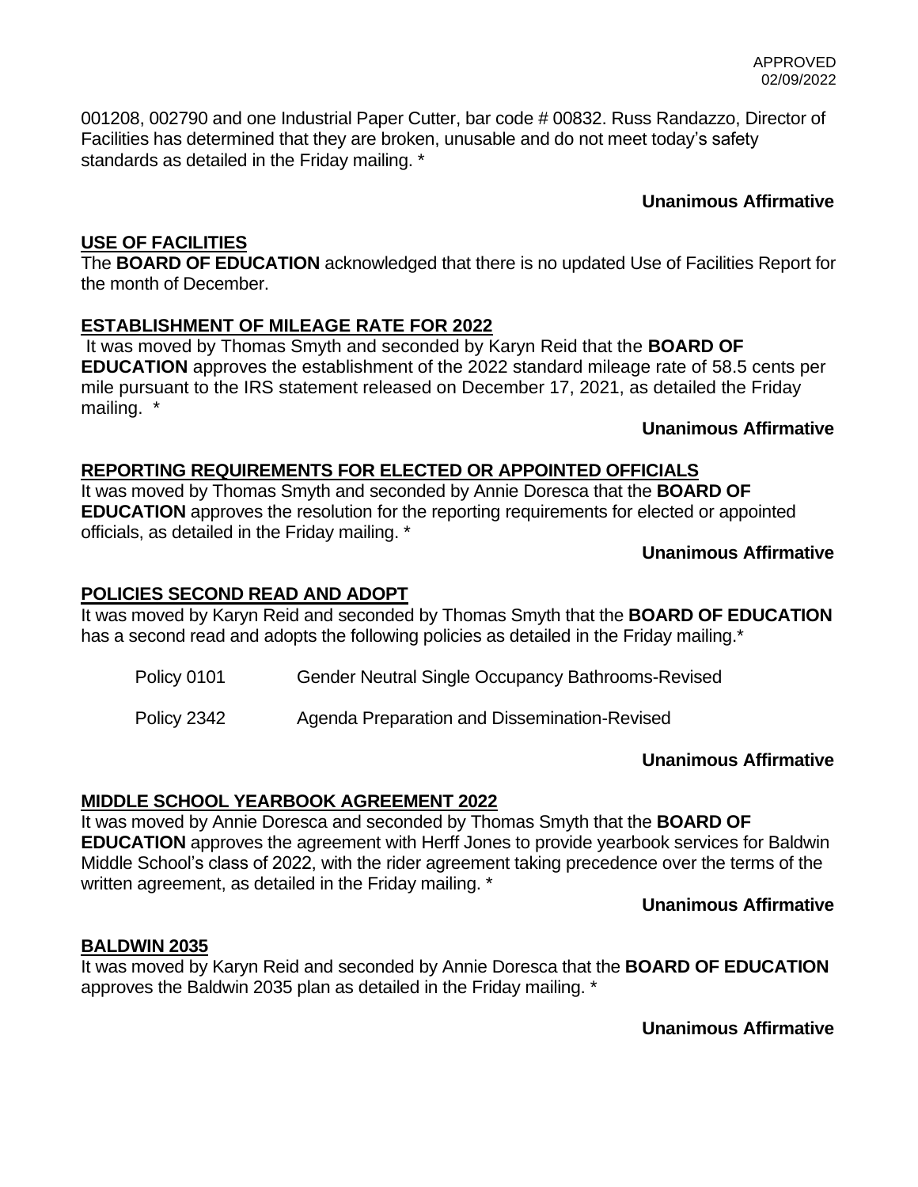001208, 002790 and one Industrial Paper Cutter, bar code # 00832. Russ Randazzo, Director of Facilities has determined that they are broken, unusable and do not meet today's safety standards as detailed in the Friday mailing. *

**Unanimous Affirmative**

**USE OF FACILITIES**

The **BOARD OF EDUCATION** acknowledged that there is no updated Use of Facilities Report for the month of December.

**ESTABLISHMENT OF MILEAGE RATE FOR 2022**

It was moved by Thomas Smyth and seconded by Karyn Reid that the **BOARD OF EDUCATION** approves the establishment of the 2022 standard mileage rate of 58.5 cents per mile pursuant to the IRS statement released on December 17, 2021, as detailed the Friday mailing. *

**Unanimous Affirmative**

**REPORTING REQUIREMENTS FOR ELECTED OR APPOINTED OFFICIALS**

It was moved by Thomas Smyth and seconded by Annie Doresca that the **BOARD OF EDUCATION** approves the resolution for the reporting requirements for elected or appointed officials, as detailed in the Friday mailing. *

**Unanimous Affirmative**

**POLICIES SECOND READ AND ADOPT**

It was moved by Karyn Reid and seconded by Thomas Smyth that the **BOARD OF EDUCATION** has a second read and adopts the following policies as detailed in the Friday mailing.*

Policy 0101 Gender Neutral Single Occupancy Bathrooms-Revised

Policy 2342 Agenda Preparation and Dissemination-Revised

**Unanimous Affirmative**

**MIDDLE SCHOOL YEARBOOK AGREEMENT 2022**

It was moved by Annie Doresca and seconded by Thomas Smyth that the **BOARD OF EDUCATION** approves the agreement with Herff Jones to provide yearbook services for Baldwin Middle School's class of 2022, with the rider agreement taking precedence over the terms of the written agreement, as detailed in the Friday mailing. *

**Unanimous Affirmative**

**BALDWIN 2035**

It was moved by Karyn Reid and seconded by Annie Doresca that the **BOARD OF EDUCATION** approves the Baldwin 2035 plan as detailed in the Friday mailing. *

**Unanimous Affirmative**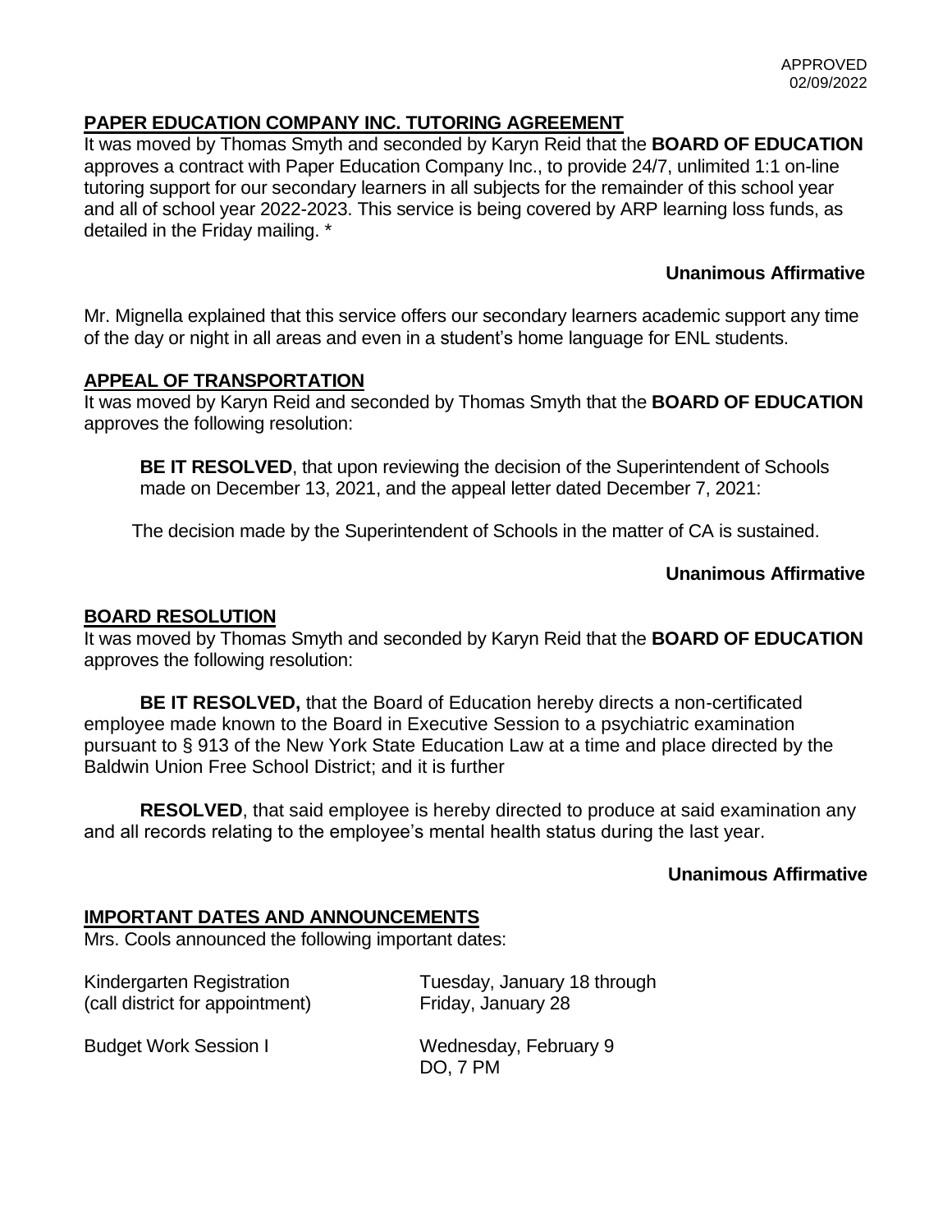APPROVED
02/09/2022

**PAPER EDUCATION COMPANY INC. TUTORING AGREEMENT**

It was moved by Thomas Smyth and seconded by Karyn Reid that the **BOARD OF EDUCATION** approves a contract with Paper Education Company Inc., to provide 24/7, unlimited 1:1 on-line tutoring support for our secondary learners in all subjects for the remainder of this school year and all of school year 2022-2023. This service is being covered by ARP learning loss funds, as detailed in the Friday mailing. *

**Unanimous Affirmative**

Mr. Mignella explained that this service offers our secondary learners academic support any time of the day or night in all areas and even in a student's home language for ENL students.

**APPEAL OF TRANSPORTATION**

It was moved by Karyn Reid and seconded by Thomas Smyth that the **BOARD OF EDUCATION** approves the following resolution:

**BE IT RESOLVED**, that upon reviewing the decision of the Superintendent of Schools made on December 13, 2021, and the appeal letter dated December 7, 2021:

The decision made by the Superintendent of Schools in the matter of CA is sustained.

**Unanimous Affirmative**

**BOARD RESOLUTION**

It was moved by Thomas Smyth and seconded by Karyn Reid that the **BOARD OF EDUCATION** approves the following resolution:

**BE IT RESOLVED,** that the Board of Education hereby directs a non-certificated employee made known to the Board in Executive Session to a psychiatric examination pursuant to § 913 of the New York State Education Law at a time and place directed by the Baldwin Union Free School District; and it is further

**RESOLVED**, that said employee is hereby directed to produce at said examination any and all records relating to the employee's mental health status during the last year.

**Unanimous Affirmative**

**IMPORTANT DATES AND ANNOUNCEMENTS**

Mrs. Cools announced the following important dates:

| | |
|---|---|
| Kindergarten Registration (call district for appointment) | Tuesday, January 18 through Friday, January 28 |
| Budget Work Session I | Wednesday, February 9 DO, 7 PM |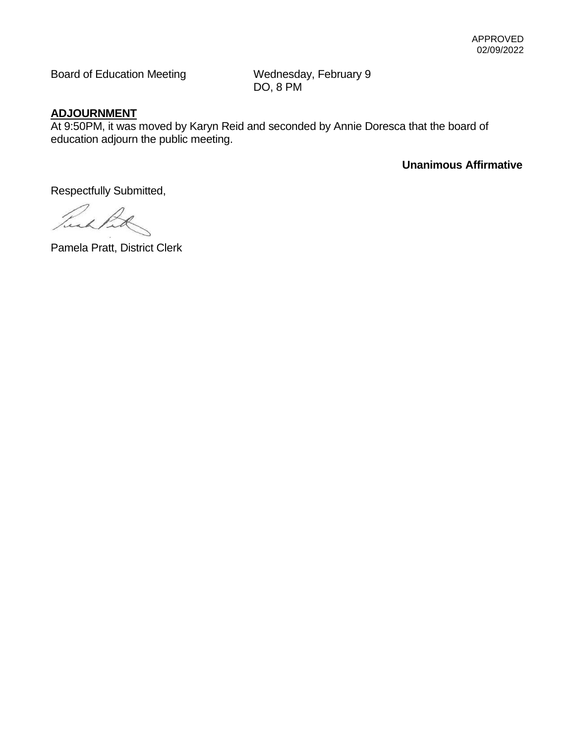APPROVED
02/09/2022

Board of Education Meeting Wednesday, February 9
DO, 8 PM

**ADJOURNMENT**

At 9:50PM, it was moved by Karyn Reid and seconded by Annie Doresca that the board of education adjourn the public meeting.

**Unanimous Affirmative**

Respectfully Submitted,

Pamela Pratt, District Clerk